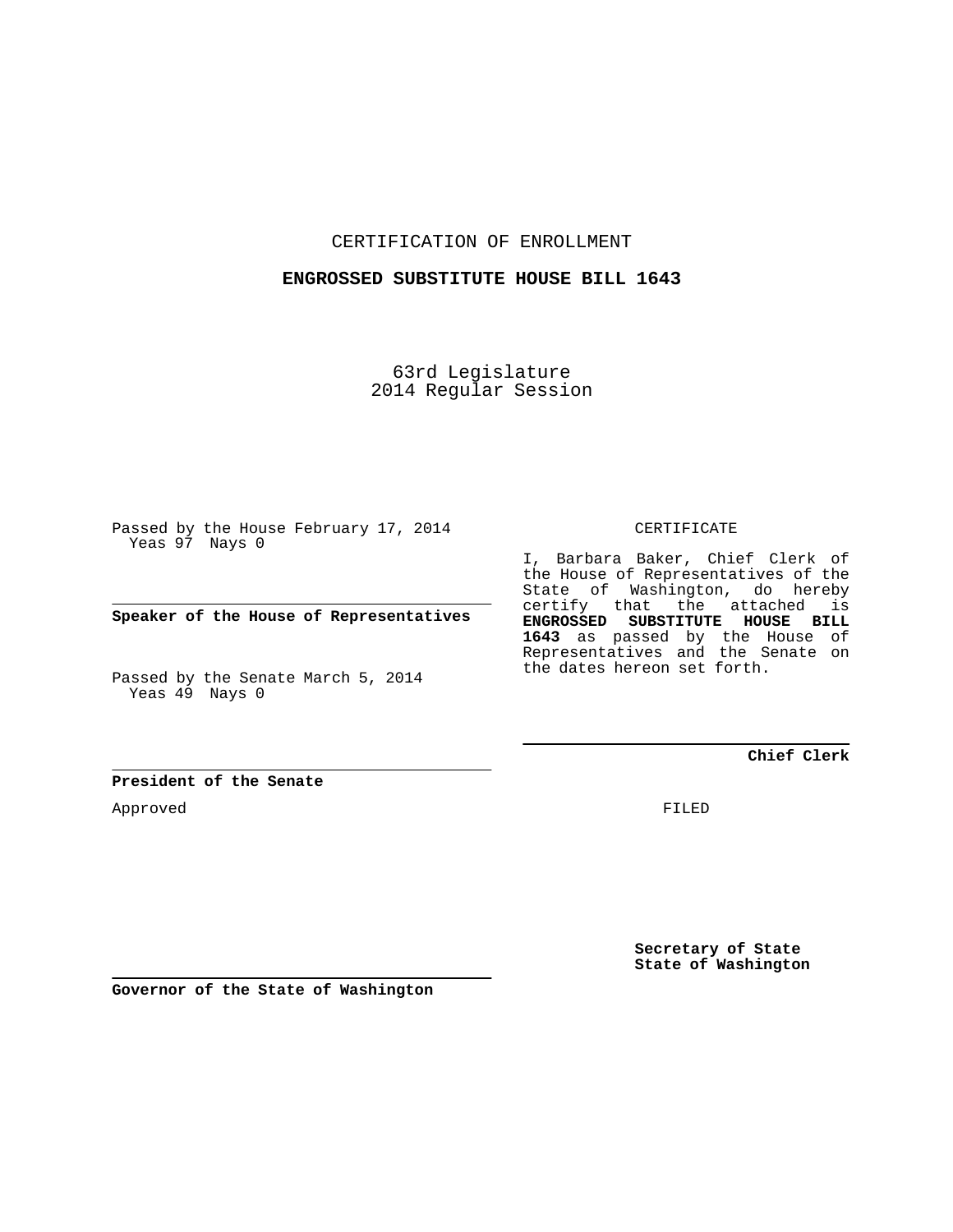CERTIFICATION OF ENROLLMENT

**ENGROSSED SUBSTITUTE HOUSE BILL 1643**

63rd Legislature
2014 Regular Session

Passed by the House February 17, 2014
Yeas 97 Nays 0

**Speaker of the House of Representatives**

Passed by the Senate March 5, 2014
Yeas 49 Nays 0

**President of the Senate**

Approved

**Governor of the State of Washington**

CERTIFICATE

I, Barbara Baker, Chief Clerk of the House of Representatives of the State of Washington, do hereby certify that the attached is **ENGROSSED SUBSTITUTE HOUSE BILL 1643** as passed by the House of Representatives and the Senate on the dates hereon set forth.

**Chief Clerk**

FILED

**Secretary of State**
**State of Washington**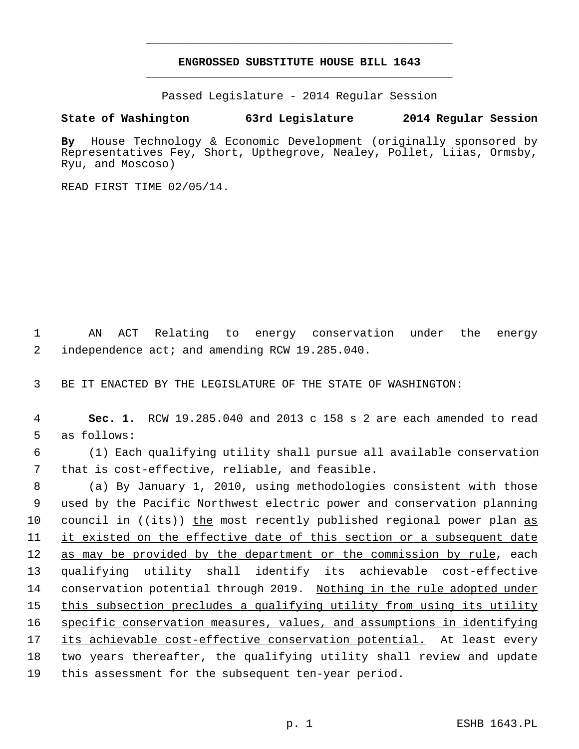# ENGROSSED SUBSTITUTE HOUSE BILL 1643

Passed Legislature - 2014 Regular Session

**State of Washington 63rd Legislature 2014 Regular Session**

**By** House Technology & Economic Development (originally sponsored by Representatives Fey, Short, Upthegrove, Nealey, Pollet, Liias, Ormsby, Ryu, and Moscoso)

READ FIRST TIME 02/05/14.

1 AN ACT Relating to energy conservation under the energy
2 independence act; and amending RCW 19.285.040.

3 BE IT ENACTED BY THE LEGISLATURE OF THE STATE OF WASHINGTON:

4 **Sec. 1.** RCW 19.285.040 and 2013 c 158 s 2 are each amended to read
5 as follows:

6 (1) Each qualifying utility shall pursue all available conservation
7 that is cost-effective, reliable, and feasible.

8 (a) By January 1, 2010, using methodologies consistent with those
9 used by the Pacific Northwest electric power and conservation planning
10 council in ((~~its~~)) <u>the</u> most recently published regional power plan <u>as</u>
11 <u>it existed on the effective date of this section or a subsequent date</u>
12 <u>as may be provided by the department or the commission by rule</u>, each
13 qualifying utility shall identify its achievable cost-effective
14 conservation potential through 2019. <u>Nothing in the rule adopted under</u>
15 <u>this subsection precludes a qualifying utility from using its utility</u>
16 <u>specific conservation measures, values, and assumptions in identifying</u>
17 <u>its achievable cost-effective conservation potential.</u> At least every
18 two years thereafter, the qualifying utility shall review and update
19 this assessment for the subsequent ten-year period.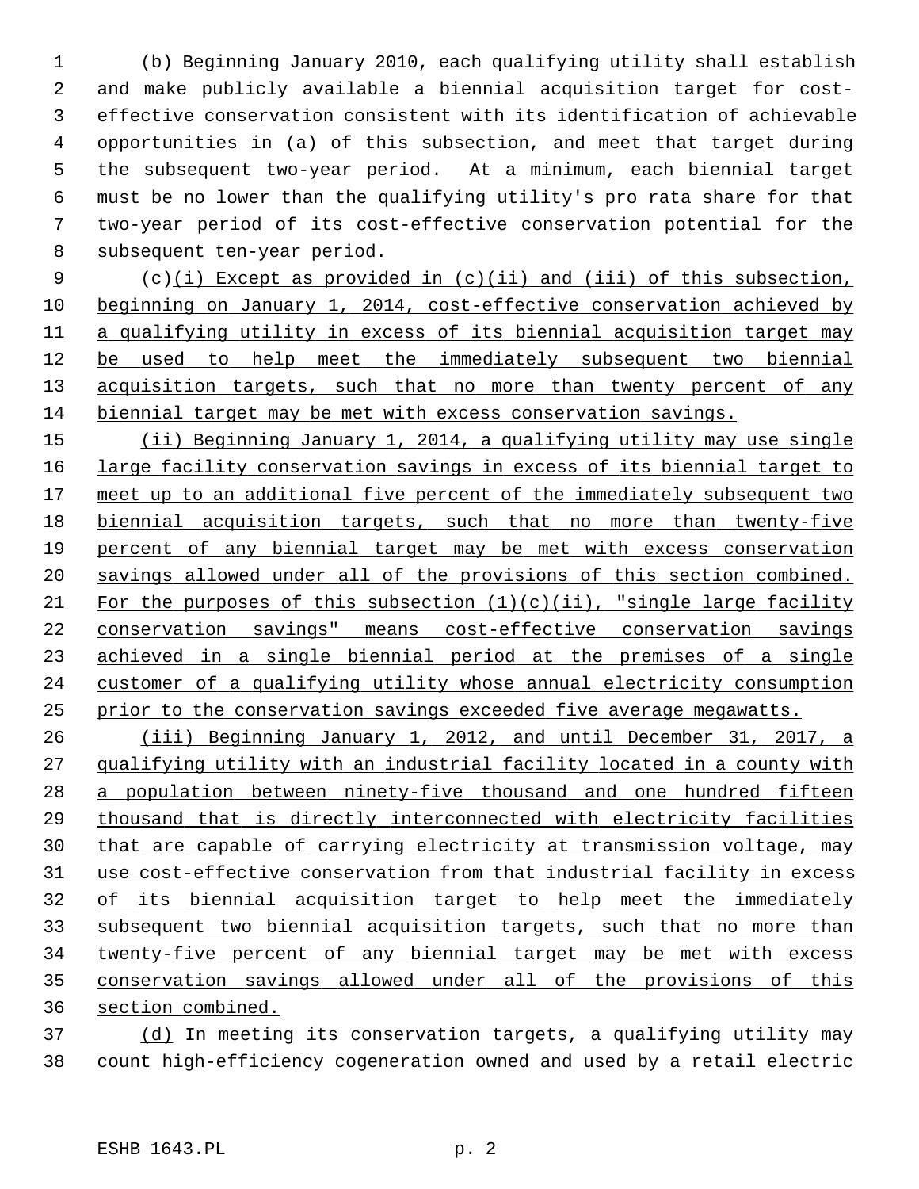(b) Beginning January 2010, each qualifying utility shall establish and make publicly available a biennial acquisition target for cost-effective conservation consistent with its identification of achievable opportunities in (a) of this subsection, and meet that target during the subsequent two-year period. At a minimum, each biennial target must be no lower than the qualifying utility's pro rata share for that two-year period of its cost-effective conservation potential for the subsequent ten-year period.

(c)(i) Except as provided in (c)(ii) and (iii) of this subsection, beginning on January 1, 2014, cost-effective conservation achieved by a qualifying utility in excess of its biennial acquisition target may be used to help meet the immediately subsequent two biennial acquisition targets, such that no more than twenty percent of any biennial target may be met with excess conservation savings.

(ii) Beginning January 1, 2014, a qualifying utility may use single large facility conservation savings in excess of its biennial target to meet up to an additional five percent of the immediately subsequent two biennial acquisition targets, such that no more than twenty-five percent of any biennial target may be met with excess conservation savings allowed under all of the provisions of this section combined. For the purposes of this subsection (1)(c)(ii), "single large facility conservation savings" means cost-effective conservation savings achieved in a single biennial period at the premises of a single customer of a qualifying utility whose annual electricity consumption prior to the conservation savings exceeded five average megawatts.

(iii) Beginning January 1, 2012, and until December 31, 2017, a qualifying utility with an industrial facility located in a county with a population between ninety-five thousand and one hundred fifteen thousand that is directly interconnected with electricity facilities that are capable of carrying electricity at transmission voltage, may use cost-effective conservation from that industrial facility in excess of its biennial acquisition target to help meet the immediately subsequent two biennial acquisition targets, such that no more than twenty-five percent of any biennial target may be met with excess conservation savings allowed under all of the provisions of this section combined.

(d) In meeting its conservation targets, a qualifying utility may count high-efficiency cogeneration owned and used by a retail electric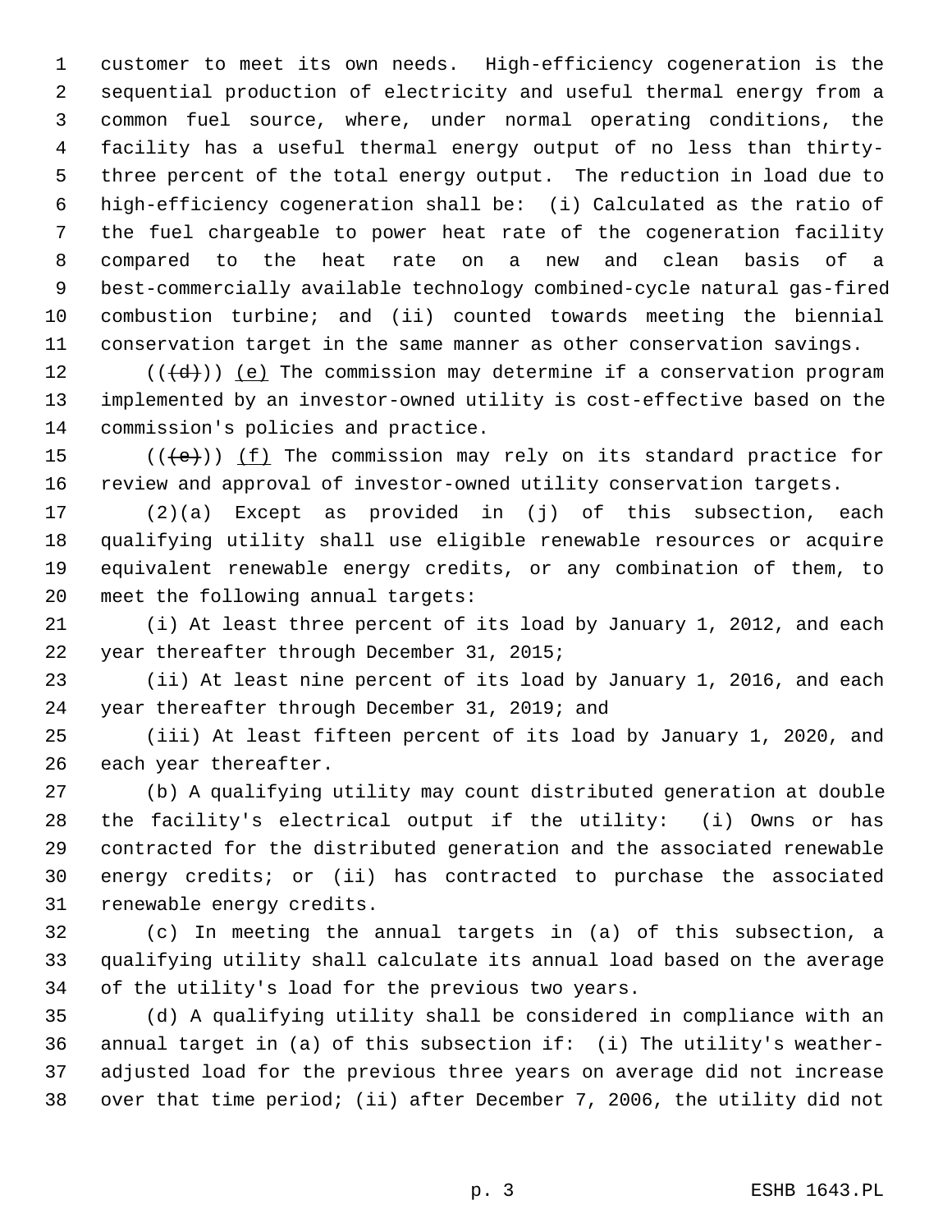customer to meet its own needs. High-efficiency cogeneration is the sequential production of electricity and useful thermal energy from a common fuel source, where, under normal operating conditions, the facility has a useful thermal energy output of no less than thirty-three percent of the total energy output. The reduction in load due to high-efficiency cogeneration shall be: (i) Calculated as the ratio of the fuel chargeable to power heat rate of the cogeneration facility compared to the heat rate on a new and clean basis of a best-commercially available technology combined-cycle natural gas-fired combustion turbine; and (ii) counted towards meeting the biennial conservation target in the same manner as other conservation savings.

((~~(d)~~)) <u>(e)</u> The commission may determine if a conservation program implemented by an investor-owned utility is cost-effective based on the commission's policies and practice.

((~~(e)~~)) <u>(f)</u> The commission may rely on its standard practice for review and approval of investor-owned utility conservation targets.

(2)(a) Except as provided in (j) of this subsection, each qualifying utility shall use eligible renewable resources or acquire equivalent renewable energy credits, or any combination of them, to meet the following annual targets:

(i) At least three percent of its load by January 1, 2012, and each year thereafter through December 31, 2015;

(ii) At least nine percent of its load by January 1, 2016, and each year thereafter through December 31, 2019; and

(iii) At least fifteen percent of its load by January 1, 2020, and each year thereafter.

(b) A qualifying utility may count distributed generation at double the facility's electrical output if the utility: (i) Owns or has contracted for the distributed generation and the associated renewable energy credits; or (ii) has contracted to purchase the associated renewable energy credits.

(c) In meeting the annual targets in (a) of this subsection, a qualifying utility shall calculate its annual load based on the average of the utility's load for the previous two years.

(d) A qualifying utility shall be considered in compliance with an annual target in (a) of this subsection if: (i) The utility's weather-adjusted load for the previous three years on average did not increase over that time period; (ii) after December 7, 2006, the utility did not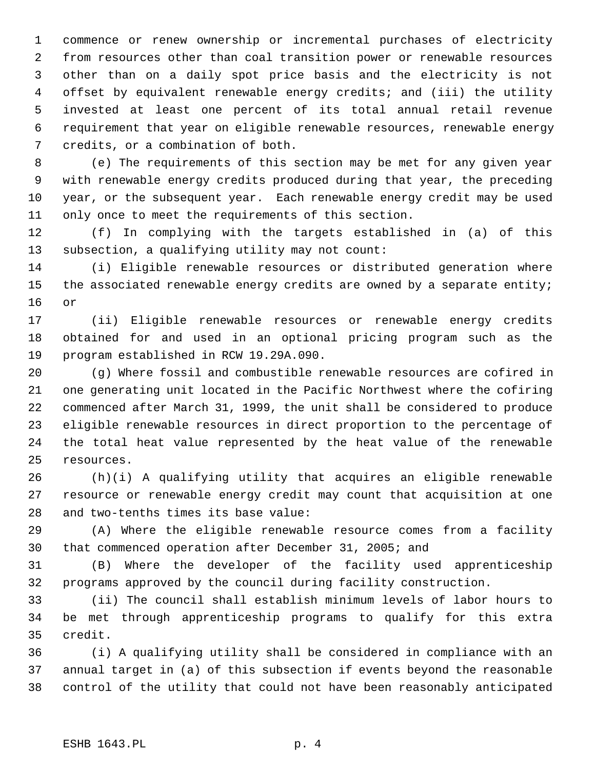commence or renew ownership or incremental purchases of electricity from resources other than coal transition power or renewable resources other than on a daily spot price basis and the electricity is not offset by equivalent renewable energy credits; and (iii) the utility invested at least one percent of its total annual retail revenue requirement that year on eligible renewable resources, renewable energy credits, or a combination of both.

(e) The requirements of this section may be met for any given year with renewable energy credits produced during that year, the preceding year, or the subsequent year. Each renewable energy credit may be used only once to meet the requirements of this section.

(f) In complying with the targets established in (a) of this subsection, a qualifying utility may not count:

(i) Eligible renewable resources or distributed generation where the associated renewable energy credits are owned by a separate entity; or

(ii) Eligible renewable resources or renewable energy credits obtained for and used in an optional pricing program such as the program established in RCW 19.29A.090.

(g) Where fossil and combustible renewable resources are cofired in one generating unit located in the Pacific Northwest where the cofiring commenced after March 31, 1999, the unit shall be considered to produce eligible renewable resources in direct proportion to the percentage of the total heat value represented by the heat value of the renewable resources.

(h)(i) A qualifying utility that acquires an eligible renewable resource or renewable energy credit may count that acquisition at one and two-tenths times its base value:

(A) Where the eligible renewable resource comes from a facility that commenced operation after December 31, 2005; and

(B) Where the developer of the facility used apprenticeship programs approved by the council during facility construction.

(ii) The council shall establish minimum levels of labor hours to be met through apprenticeship programs to qualify for this extra credit.

(i) A qualifying utility shall be considered in compliance with an annual target in (a) of this subsection if events beyond the reasonable control of the utility that could not have been reasonably anticipated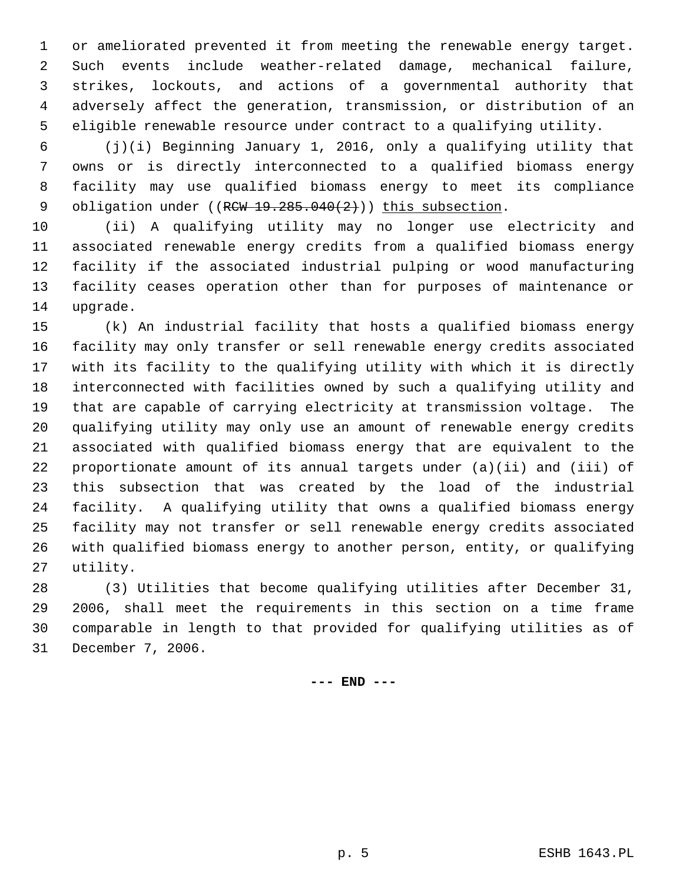or ameliorated prevented it from meeting the renewable energy target. Such events include weather-related damage, mechanical failure, strikes, lockouts, and actions of a governmental authority that adversely affect the generation, transmission, or distribution of an eligible renewable resource under contract to a qualifying utility.

(j)(i) Beginning January 1, 2016, only a qualifying utility that owns or is directly interconnected to a qualified biomass energy facility may use qualified biomass energy to meet its compliance obligation under ((~~RCW 19.285.040(2)~~)) <u>this subsection</u>.

(ii) A qualifying utility may no longer use electricity and associated renewable energy credits from a qualified biomass energy facility if the associated industrial pulping or wood manufacturing facility ceases operation other than for purposes of maintenance or upgrade.

(k) An industrial facility that hosts a qualified biomass energy facility may only transfer or sell renewable energy credits associated with its facility to the qualifying utility with which it is directly interconnected with facilities owned by such a qualifying utility and that are capable of carrying electricity at transmission voltage. The qualifying utility may only use an amount of renewable energy credits associated with qualified biomass energy that are equivalent to the proportionate amount of its annual targets under (a)(ii) and (iii) of this subsection that was created by the load of the industrial facility. A qualifying utility that owns a qualified biomass energy facility may not transfer or sell renewable energy credits associated with qualified biomass energy to another person, entity, or qualifying utility.

(3) Utilities that become qualifying utilities after December 31, 2006, shall meet the requirements in this section on a time frame comparable in length to that provided for qualifying utilities as of December 7, 2006.

**--- END ---**